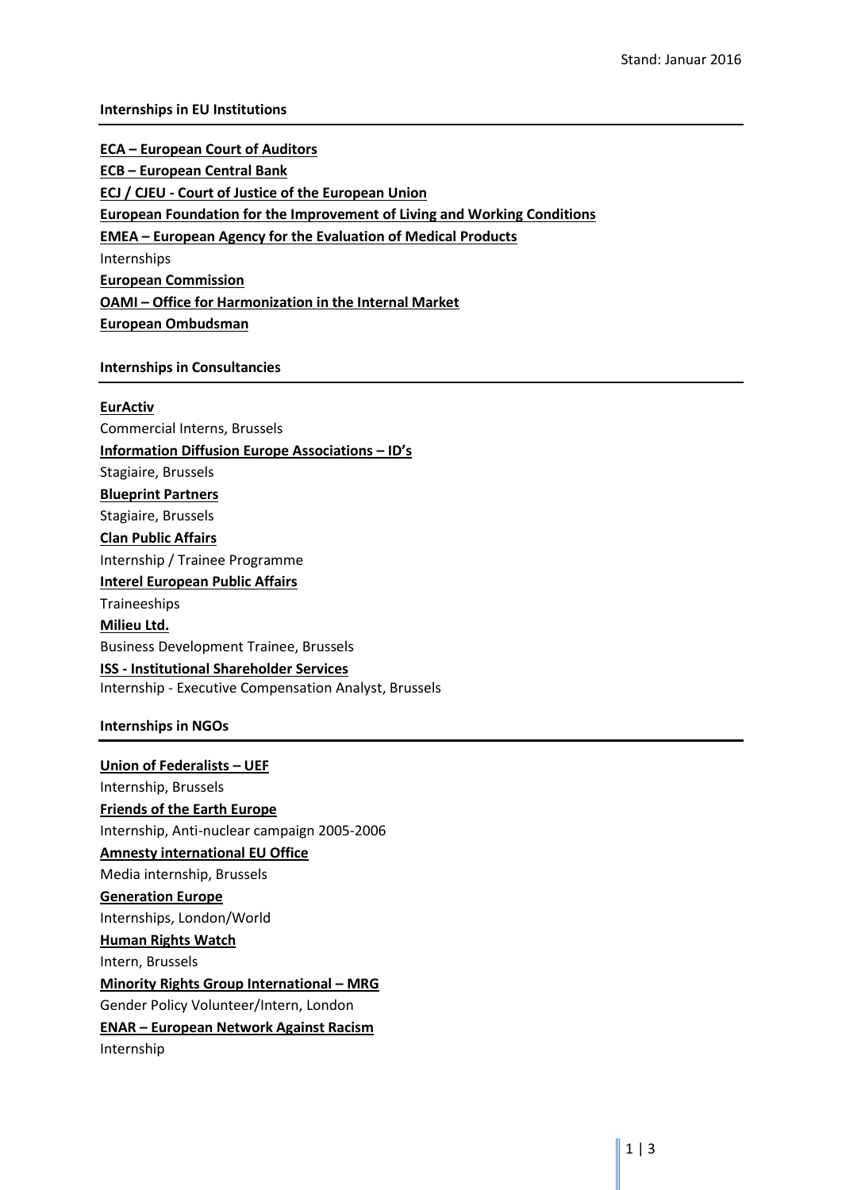Stand: Januar 2016

## Internships in EU Institutions

**ECA – European Court of Auditors**

**ECB – European Central Bank**

**ECJ / CJEU - Court of Justice of the European Union**

**European Foundation for the Improvement of Living and Working Conditions**

**EMEA – European Agency for the Evaluation of Medical Products**

Internships

**European Commission**

**OAMI – Office for Harmonization in the Internal Market**

**European Ombudsman**

## Internships in Consultancies

**EurActiv**

Commercial Interns, Brussels

**Information Diffusion Europe Associations – ID's**

Stagiaire, Brussels

**Blueprint Partners**

Stagiaire, Brussels

**Clan Public Affairs**

Internship / Trainee Programme

**Interel European Public Affairs**

Traineeships

**Milieu Ltd.**

Business Development Trainee, Brussels

**ISS - Institutional Shareholder Services**

Internship - Executive Compensation Analyst, Brussels

## Internships in NGOs

**Union of Federalists – UEF**

Internship, Brussels

**Friends of the Earth Europe**

Internship, Anti-nuclear campaign 2005-2006

**Amnesty international EU Office**

Media internship, Brussels

**Generation Europe**

Internships, London/World

**Human Rights Watch**

Intern, Brussels

**Minority Rights Group International – MRG**

Gender Policy Volunteer/Intern, London

**ENAR – European Network Against Racism**

Internship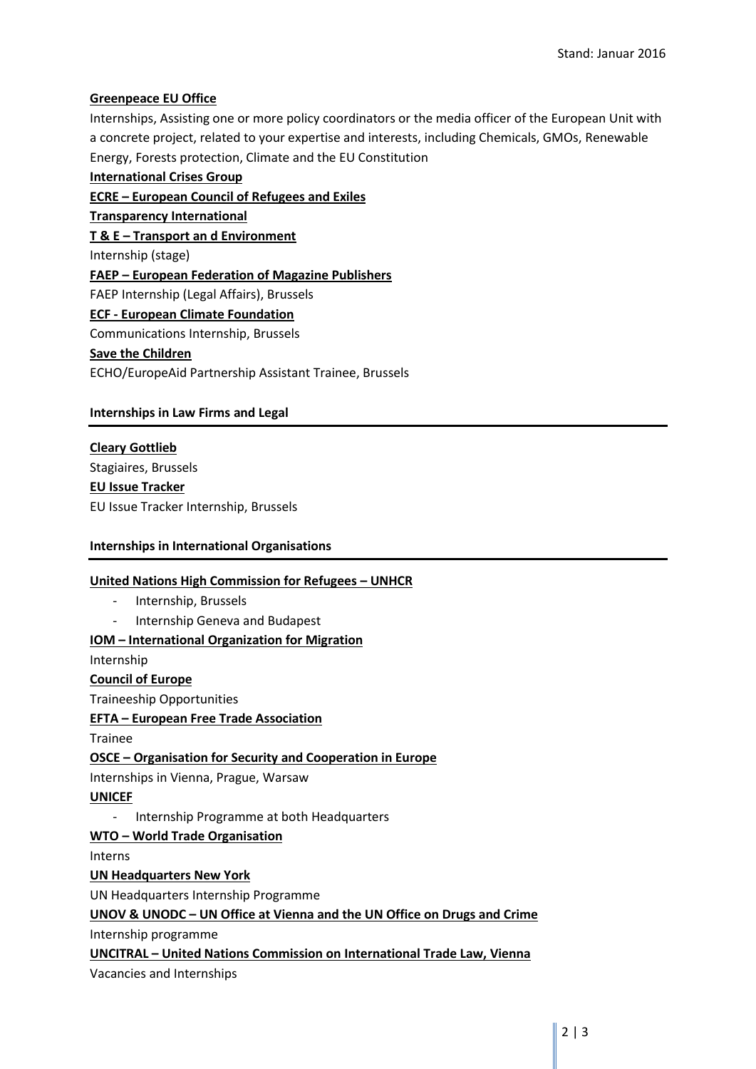**Greenpeace EU Office**

Internships, Assisting one or more policy coordinators or the media officer of the European Unit with a concrete project, related to your expertise and interests, including Chemicals, GMOs, Renewable Energy, Forests protection, Climate and the EU Constitution

**International Crises Group**

**ECRE – European Council of Refugees and Exiles**

**Transparency International**

**T & E – Transport an d Environment**

Internship (stage)

**FAEP – European Federation of Magazine Publishers**

FAEP Internship (Legal Affairs), Brussels

**ECF - European Climate Foundation**

Communications Internship, Brussels

**Save the Children**

ECHO/EuropeAid Partnership Assistant Trainee, Brussels

## Internships in Law Firms and Legal

**Cleary Gottlieb**

Stagiaires, Brussels

**EU Issue Tracker**

EU Issue Tracker Internship, Brussels

## Internships in International Organisations

**United Nations High Commission for Refugees – UNHCR**

- Internship, Brussels
- Internship Geneva and Budapest

**IOM – International Organization for Migration**

Internship

**Council of Europe**

Traineeship Opportunities

**EFTA – European Free Trade Association**

Trainee

**OSCE – Organisation for Security and Cooperation in Europe**

Internships in Vienna, Prague, Warsaw

**UNICEF**

- Internship Programme at both Headquarters

**WTO – World Trade Organisation**

Interns

**UN Headquarters New York**

UN Headquarters Internship Programme

**UNOV & UNODC – UN Office at Vienna and the UN Office on Drugs and Crime**

Internship programme

**UNCITRAL – United Nations Commission on International Trade Law, Vienna**

Vacancies and Internships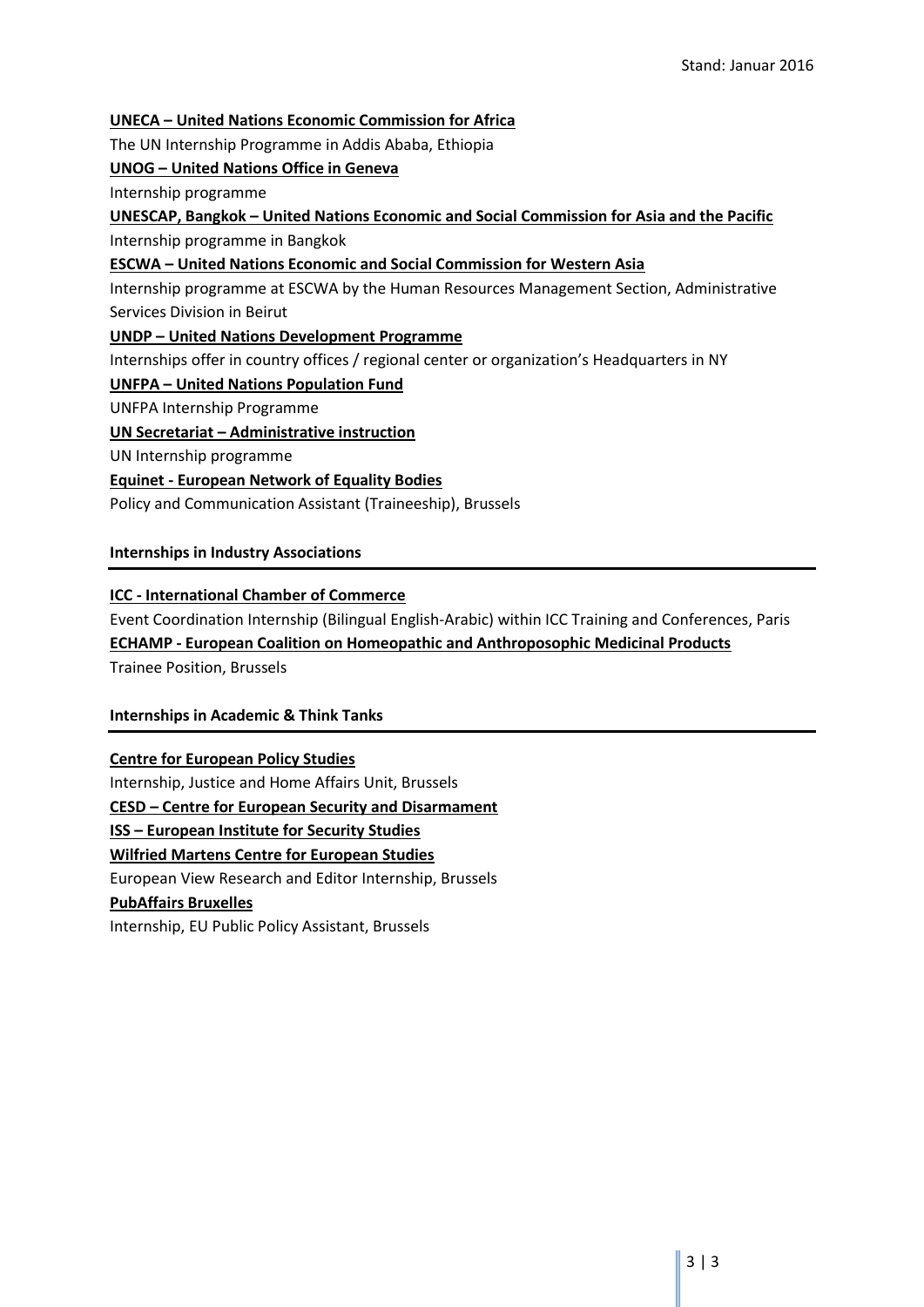**UNECA – United Nations Economic Commission for Africa**

The UN Internship Programme in Addis Ababa, Ethiopia

**UNOG – United Nations Office in Geneva**

Internship programme

**UNESCAP, Bangkok – United Nations Economic and Social Commission for Asia and the Pacific**

Internship programme in Bangkok

**ESCWA – United Nations Economic and Social Commission for Western Asia**

Internship programme at ESCWA by the Human Resources Management Section, Administrative Services Division in Beirut

**UNDP – United Nations Development Programme**

Internships offer in country offices / regional center or organization's Headquarters in NY

**UNFPA – United Nations Population Fund**

UNFPA Internship Programme

**UN Secretariat – Administrative instruction**

UN Internship programme

**Equinet - European Network of Equality Bodies**

Policy and Communication Assistant (Traineeship), Brussels

### Internships in Industry Associations

**ICC - International Chamber of Commerce**

Event Coordination Internship (Bilingual English-Arabic) within ICC Training and Conferences, Paris

**ECHAMP - European Coalition on Homeopathic and Anthroposophic Medicinal Products**

Trainee Position, Brussels

### Internships in Academic & Think Tanks

**Centre for European Policy Studies**

Internship, Justice and Home Affairs Unit, Brussels

**CESD – Centre for European Security and Disarmament**

**ISS – European Institute for Security Studies**

**Wilfried Martens Centre for European Studies**

European View Research and Editor Internship, Brussels

**PubAffairs Bruxelles**

Internship, EU Public Policy Assistant, Brussels